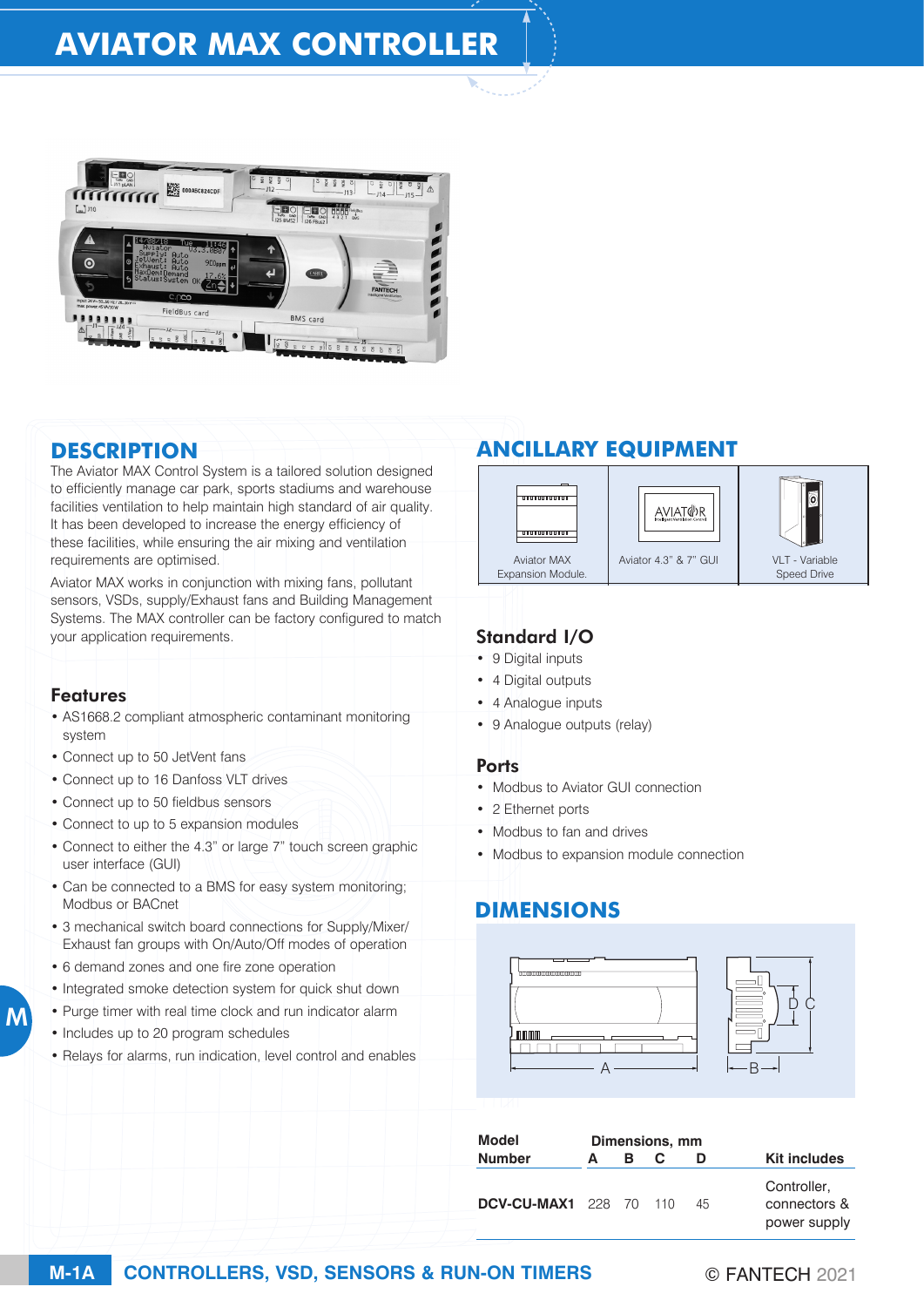# AVIATOR MAX CONTROLLER

## DESCRIPTION

The Aviator MAX Control System is a tailored solution designed to efficiently manage car park, sports stadiums and warehouse facilities ventilation to help maintain high standard of air quality. It has been developed to increase the energy efficiency of these facilities, while ensuring the air mixing and ventilation requirements are optimised.

Aviator MAX works in conjunction with mixing fans, pollutant sensors, VSDs, supply/Exhaust fans and Building Management Systems. The MAX controller can be factory configured to match your application requirements.

### Features

- AS1668.2 compliant atmospheric contaminant monitoring system
- Connect up to 50 JetVent fans
- Connect up to 16 Danfoss VLT drives
- Connect up to 50 fieldbus sensors
- Connect to up to 5 expansion modules
- Connect to either the 4.3" or large 7" touch screen graphic user interface (GUI)
- Can be connected to a BMS for easy system monitoring; Modbus or BACnet
- 3 mechanical switch board connections for Supply/Mixer/ Exhaust fan groups with On/Auto/Off modes of operation
- 6 demand zones and one fire zone operation
- Integrated smoke detection system for quick shut down
- Purge timer with real time clock and run indicator alarm
- Includes up to 20 program schedules
- Relays for alarms, run indication, level control and enables

## ANCILLARY EQUIPMENT

| Aviator MAX Expansion Module. | Aviator 4.3" & 7" GUI | VLT - Variable Speed Drive |
|---|---|---|

### Standard I/O

- 9 Digital inputs
- 4 Digital outputs
- 4 Analogue inputs
- 9 Analogue outputs (relay)

### Ports

- Modbus to Aviator GUI connection
- 2 Ethernet ports
- Modbus to fan and drives
- Modbus to expansion module connection

## DIMENSIONS

| Model Number | Dimensions, mm A | B | C | D | Kit includes |
|---|---|---|---|---|---|
| DCV-CU-MAX1 | 228 | 70 | 110 | 45 | Controller, connectors & power supply |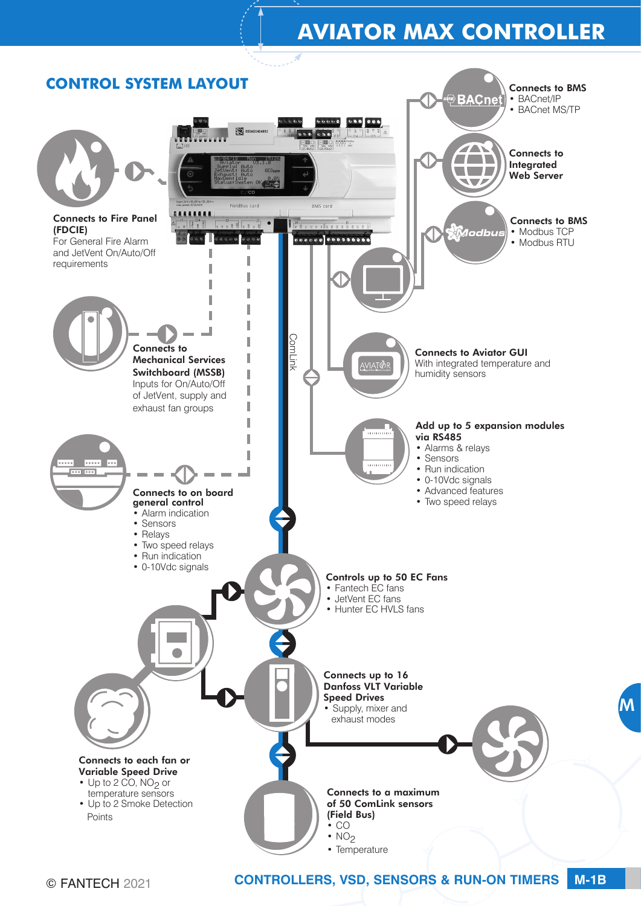# AVIATOR MAX CONTROLLER

## CONTROL SYSTEM LAYOUT

**Connects to BMS**
- BACnet/IP
- BACnet MS/TP

**Connects to Integrated Web Server**

**Connects to BMS**
- Modbus TCP
- Modbus RTU

**Connects to Fire Panel (FDCIE)**
For General Fire Alarm and JetVent On/Auto/Off requirements

**Connects to Aviator GUI**
With integrated temperature and humidity sensors

**Connects to Mechanical Services Switchboard (MSSB)**
Inputs for On/Auto/Off of JetVent, supply and exhaust fan groups

ComLink

**Add up to 5 expansion modules via RS485**
- Alarms & relays
- Sensors
- Run indication
- 0-10Vdc signals
- Advanced features
- Two speed relays

**Connects to on board general control**
- Alarm indication
- Sensors
- Relays
- Two speed relays
- Run indication
- 0-10Vdc signals

**Controls up to 50 EC Fans**
- Fantech EC fans
- JetVent EC fans
- Hunter EC HVLS fans

**Connects up to 16 Danfoss VLT Variable Speed Drives**
- Supply, mixer and exhaust modes

**Connects to each fan or Variable Speed Drive**
- Up to 2 CO, $NO_2$ or temperature sensors
- Up to 2 Smoke Detection Points

**Connects to a maximum of 50 ComLink sensors (Field Bus)**
- CO
- $NO_2$
- Temperature

© FANTECH 2021

CONTROLLERS, VSD, SENSORS & RUN-ON TIMERS